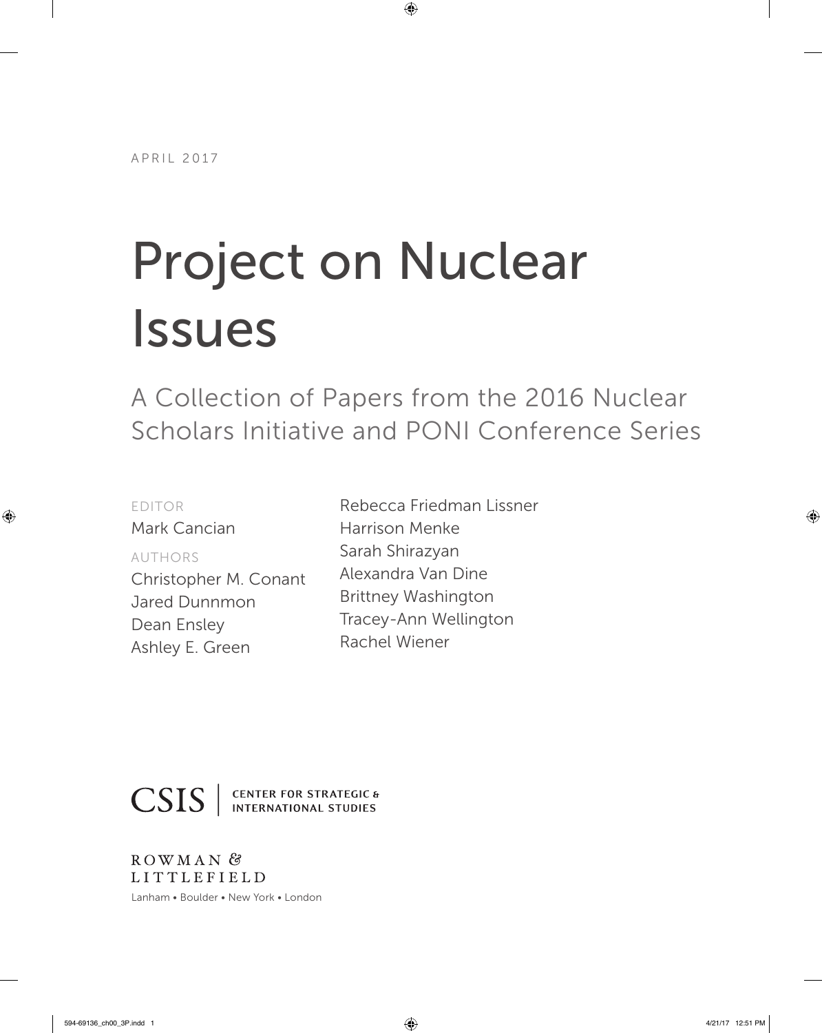APRIL 2017

# Project on Nuclear Issues

## A Collection of Papers from the 2016 Nuclear Scholars Initiative and PONI Conference Series

EDITOR

Mark Cancian

AUTHORS

Christopher M. Conant
Jared Dunnmon
Dean Ensley
Ashley E. Green
Rebecca Friedman Lissner
Harrison Menke
Sarah Shirazyan
Alexandra Van Dine
Brittney Washington
Tracey-Ann Wellington
Rachel Wiener

CSIS | CENTER FOR STRATEGIC & INTERNATIONAL STUDIES

ROWMAN & LITTLEFIELD

Lanham • Boulder • New York • London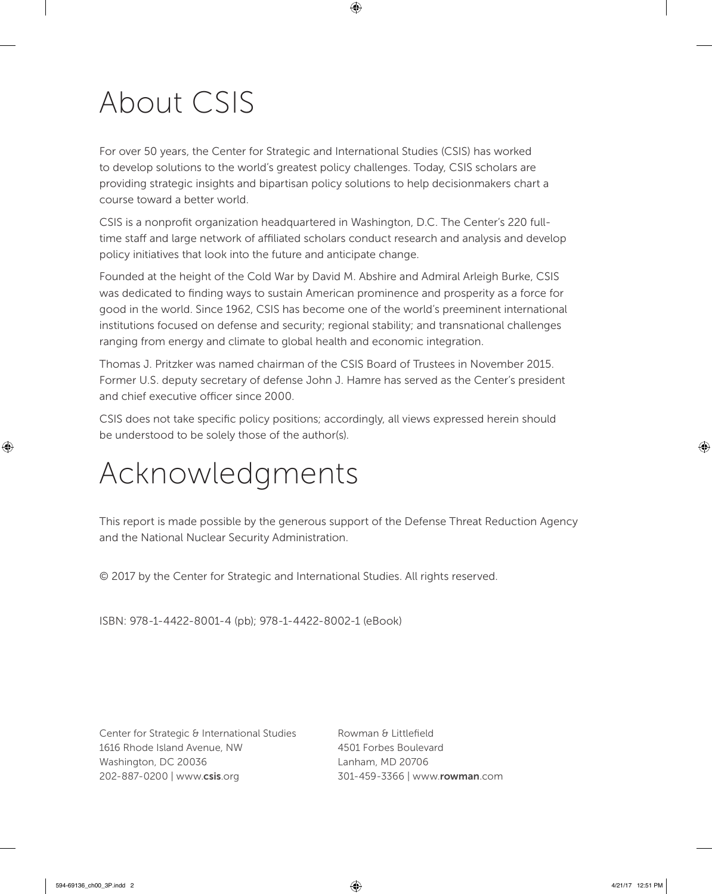# About CSIS

For over 50 years, the Center for Strategic and International Studies (CSIS) has worked to develop solutions to the world's greatest policy challenges. Today, CSIS scholars are providing strategic insights and bipartisan policy solutions to help decisionmakers chart a course toward a better world.

CSIS is a nonprofit organization headquartered in Washington, D.C. The Center's 220 full-time staff and large network of affiliated scholars conduct research and analysis and develop policy initiatives that look into the future and anticipate change.

Founded at the height of the Cold War by David M. Abshire and Admiral Arleigh Burke, CSIS was dedicated to finding ways to sustain American prominence and prosperity as a force for good in the world. Since 1962, CSIS has become one of the world's preeminent international institutions focused on defense and security; regional stability; and transnational challenges ranging from energy and climate to global health and economic integration.

Thomas J. Pritzker was named chairman of the CSIS Board of Trustees in November 2015. Former U.S. deputy secretary of defense John J. Hamre has served as the Center's president and chief executive officer since 2000.

CSIS does not take specific policy positions; accordingly, all views expressed herein should be understood to be solely those of the author(s).

# Acknowledgments

This report is made possible by the generous support of the Defense Threat Reduction Agency and the National Nuclear Security Administration.

© 2017 by the Center for Strategic and International Studies. All rights reserved.

ISBN: 978-1-4422-8001-4 (pb); 978-1-4422-8002-1 (eBook)

Center for Strategic & International Studies
1616 Rhode Island Avenue, NW
Washington, DC 20036
202-887-0200 | www.**csis**.org

Rowman & Littlefield
4501 Forbes Boulevard
Lanham, MD 20706
301-459-3366 | www.**rowman**.com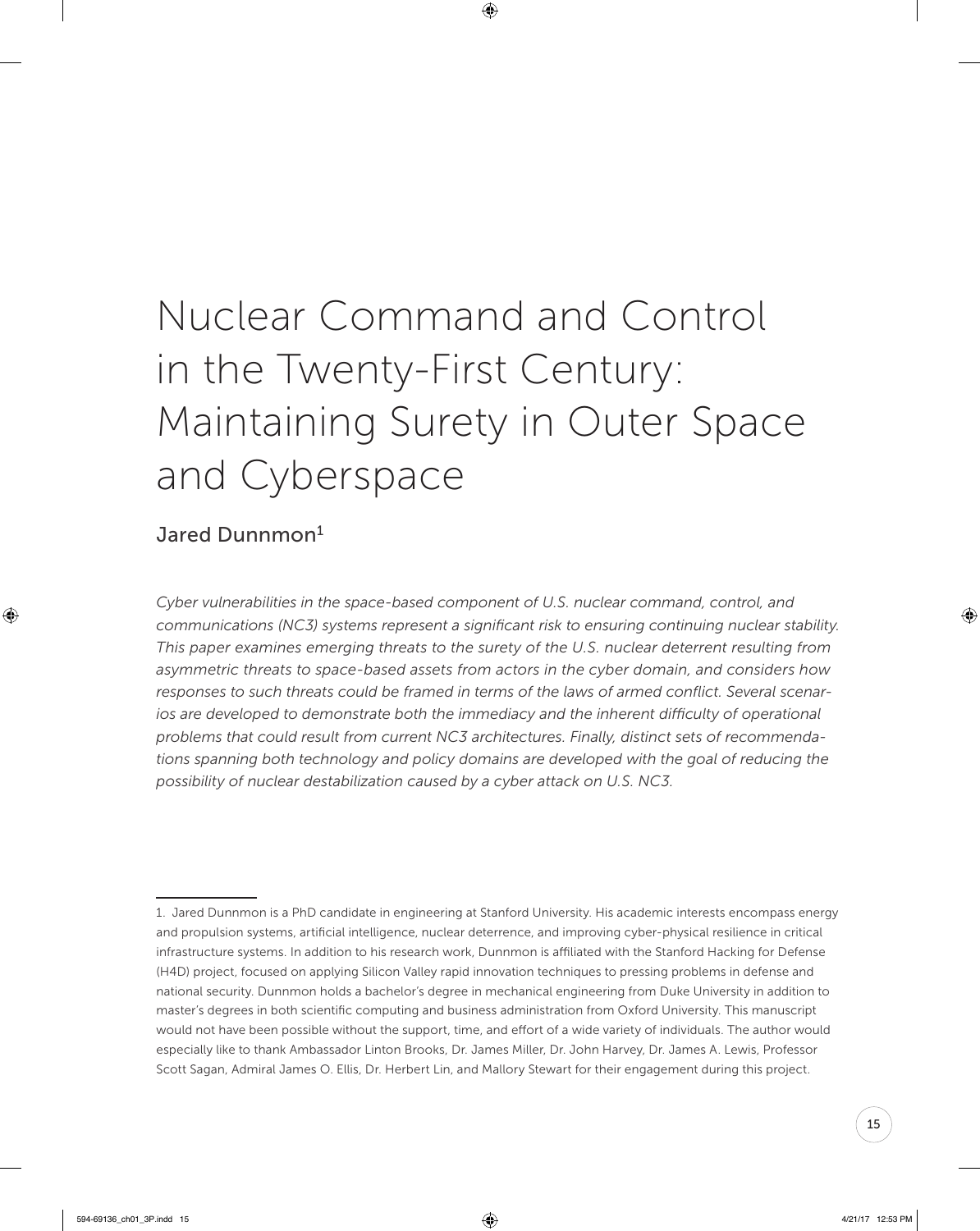# Nuclear Command and Control in the Twenty-First Century: Maintaining Surety in Outer Space and Cyberspace

## Jared Dunnmon[1]

*Cyber vulnerabilities in the space-based component of U.S. nuclear command, control, and communications (NC3) systems represent a significant risk to ensuring continuing nuclear stability. This paper examines emerging threats to the surety of the U.S. nuclear deterrent resulting from asymmetric threats to space-based assets from actors in the cyber domain, and considers how responses to such threats could be framed in terms of the laws of armed conflict. Several scenarios are developed to demonstrate both the immediacy and the inherent difficulty of operational problems that could result from current NC3 architectures. Finally, distinct sets of recommendations spanning both technology and policy domains are developed with the goal of reducing the possibility of nuclear destabilization caused by a cyber attack on U.S. NC3.*

---

1. Jared Dunnmon is a PhD candidate in engineering at Stanford University. His academic interests encompass energy and propulsion systems, artificial intelligence, nuclear deterrence, and improving cyber-physical resilience in critical infrastructure systems. In addition to his research work, Dunnmon is affiliated with the Stanford Hacking for Defense (H4D) project, focused on applying Silicon Valley rapid innovation techniques to pressing problems in defense and national security. Dunnmon holds a bachelor's degree in mechanical engineering from Duke University in addition to master's degrees in both scientific computing and business administration from Oxford University. This manuscript would not have been possible without the support, time, and effort of a wide variety of individuals. The author would especially like to thank Ambassador Linton Brooks, Dr. James Miller, Dr. John Harvey, Dr. James A. Lewis, Professor Scott Sagan, Admiral James O. Ellis, Dr. Herbert Lin, and Mallory Stewart for their engagement during this project.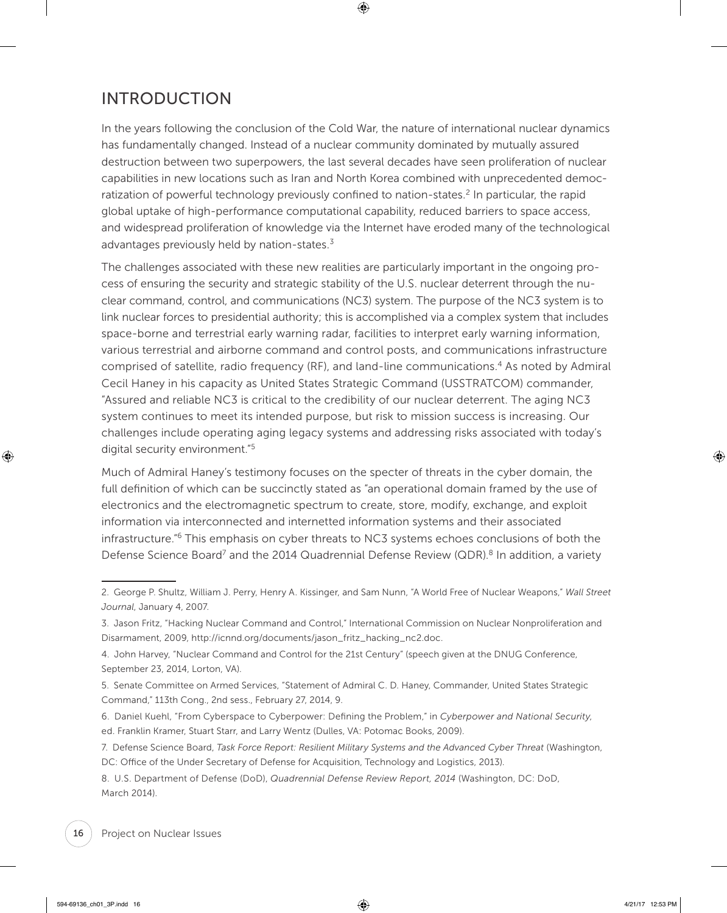## INTRODUCTION

In the years following the conclusion of the Cold War, the nature of international nuclear dynamics has fundamentally changed. Instead of a nuclear community dominated by mutually assured destruction between two superpowers, the last several decades have seen proliferation of nuclear capabilities in new locations such as Iran and North Korea combined with unprecedented democratization of powerful technology previously confined to nation-states.[2] In particular, the rapid global uptake of high-performance computational capability, reduced barriers to space access, and widespread proliferation of knowledge via the Internet have eroded many of the technological advantages previously held by nation-states.[3]

The challenges associated with these new realities are particularly important in the ongoing process of ensuring the security and strategic stability of the U.S. nuclear deterrent through the nuclear command, control, and communications (NC3) system. The purpose of the NC3 system is to link nuclear forces to presidential authority; this is accomplished via a complex system that includes space-borne and terrestrial early warning radar, facilities to interpret early warning information, various terrestrial and airborne command and control posts, and communications infrastructure comprised of satellite, radio frequency (RF), and land-line communications.[4] As noted by Admiral Cecil Haney in his capacity as United States Strategic Command (USSTRATCOM) commander, "Assured and reliable NC3 is critical to the credibility of our nuclear deterrent. The aging NC3 system continues to meet its intended purpose, but risk to mission success is increasing. Our challenges include operating aging legacy systems and addressing risks associated with today's digital security environment."[5]

Much of Admiral Haney's testimony focuses on the specter of threats in the cyber domain, the full definition of which can be succinctly stated as "an operational domain framed by the use of electronics and the electromagnetic spectrum to create, store, modify, exchange, and exploit information via interconnected and internetted information systems and their associated infrastructure."[6] This emphasis on cyber threats to NC3 systems echoes conclusions of both the Defense Science Board[7] and the 2014 Quadrennial Defense Review (QDR).[8] In addition, a variety

---

2. George P. Shultz, William J. Perry, Henry A. Kissinger, and Sam Nunn, "A World Free of Nuclear Weapons," *Wall Street Journal*, January 4, 2007.

3. Jason Fritz, "Hacking Nuclear Command and Control," International Commission on Nuclear Nonproliferation and Disarmament, 2009, http://icnnd.org/documents/jason_fritz_hacking_nc2.doc.

4. John Harvey, "Nuclear Command and Control for the 21st Century" (speech given at the DNUG Conference, September 23, 2014, Lorton, VA).

5. Senate Committee on Armed Services, "Statement of Admiral C. D. Haney, Commander, United States Strategic Command," 113th Cong., 2nd sess., February 27, 2014, 9.

6. Daniel Kuehl, "From Cyberspace to Cyberpower: Defining the Problem," in *Cyberpower and National Security*, ed. Franklin Kramer, Stuart Starr, and Larry Wentz (Dulles, VA: Potomac Books, 2009).

7. Defense Science Board, *Task Force Report: Resilient Military Systems and the Advanced Cyber Threat* (Washington, DC: Office of the Under Secretary of Defense for Acquisition, Technology and Logistics, 2013).

8. U.S. Department of Defense (DoD), *Quadrennial Defense Review Report, 2014* (Washington, DC: DoD, March 2014).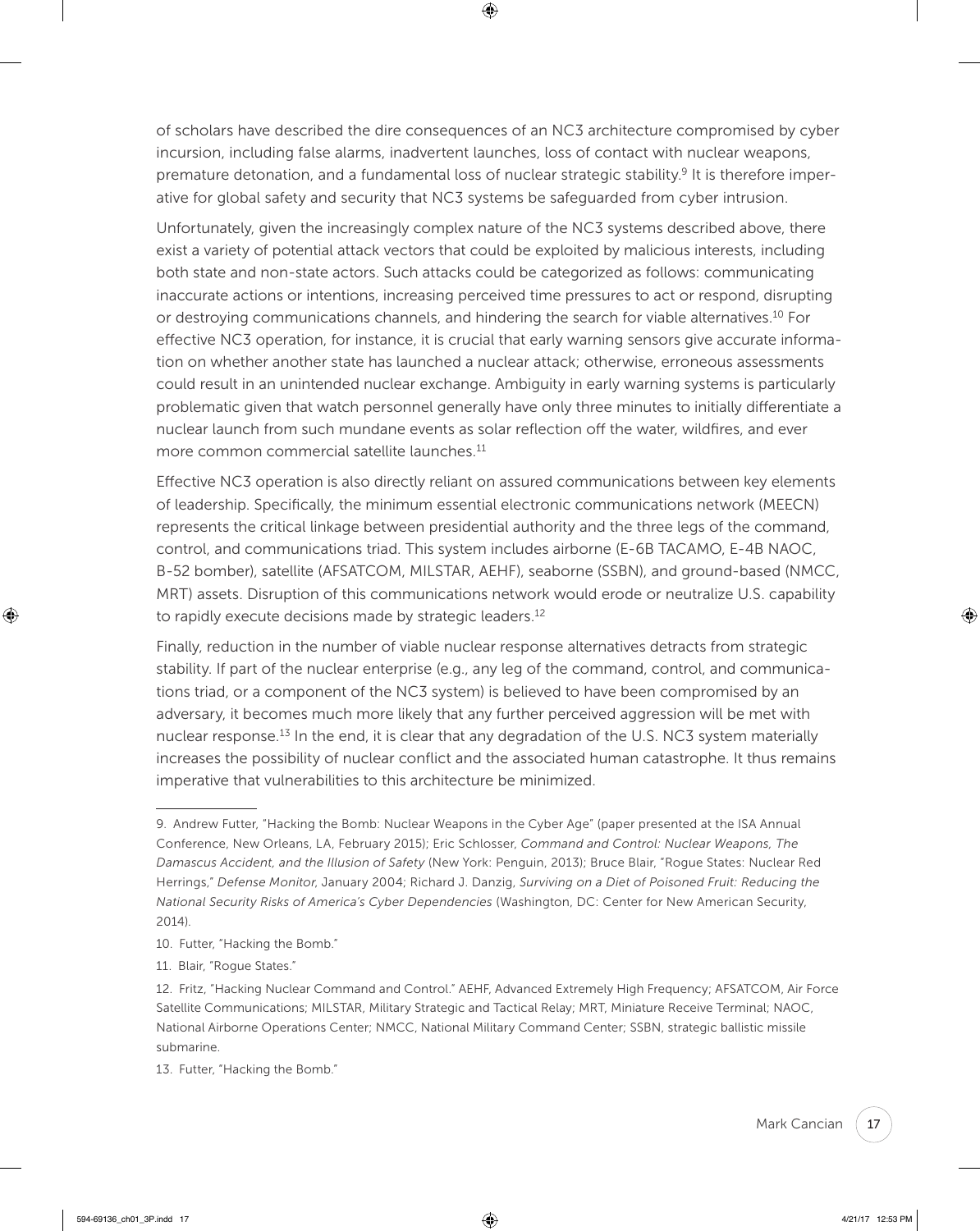of scholars have described the dire consequences of an NC3 architecture compromised by cyber incursion, including false alarms, inadvertent launches, loss of contact with nuclear weapons, premature detonation, and a fundamental loss of nuclear strategic stability.[9] It is therefore imperative for global safety and security that NC3 systems be safeguarded from cyber intrusion.

Unfortunately, given the increasingly complex nature of the NC3 systems described above, there exist a variety of potential attack vectors that could be exploited by malicious interests, including both state and non-state actors. Such attacks could be categorized as follows: communicating inaccurate actions or intentions, increasing perceived time pressures to act or respond, disrupting or destroying communications channels, and hindering the search for viable alternatives.[10] For effective NC3 operation, for instance, it is crucial that early warning sensors give accurate information on whether another state has launched a nuclear attack; otherwise, erroneous assessments could result in an unintended nuclear exchange. Ambiguity in early warning systems is particularly problematic given that watch personnel generally have only three minutes to initially differentiate a nuclear launch from such mundane events as solar reflection off the water, wildfires, and ever more common commercial satellite launches.[11]

Effective NC3 operation is also directly reliant on assured communications between key elements of leadership. Specifically, the minimum essential electronic communications network (MEECN) represents the critical linkage between presidential authority and the three legs of the command, control, and communications triad. This system includes airborne (E-6B TACAMO, E-4B NAOC, B-52 bomber), satellite (AFSATCOM, MILSTAR, AEHF), seaborne (SSBN), and ground-based (NMCC, MRT) assets. Disruption of this communications network would erode or neutralize U.S. capability to rapidly execute decisions made by strategic leaders.[12]

Finally, reduction in the number of viable nuclear response alternatives detracts from strategic stability. If part of the nuclear enterprise (e.g., any leg of the command, control, and communications triad, or a component of the NC3 system) is believed to have been compromised by an adversary, it becomes much more likely that any further perceived aggression will be met with nuclear response.[13] In the end, it is clear that any degradation of the U.S. NC3 system materially increases the possibility of nuclear conflict and the associated human catastrophe. It thus remains imperative that vulnerabilities to this architecture be minimized.

---

9. Andrew Futter, "Hacking the Bomb: Nuclear Weapons in the Cyber Age" (paper presented at the ISA Annual Conference, New Orleans, LA, February 2015); Eric Schlosser, *Command and Control: Nuclear Weapons, The Damascus Accident, and the Illusion of Safety* (New York: Penguin, 2013); Bruce Blair, "Rogue States: Nuclear Red Herrings," *Defense Monitor*, January 2004; Richard J. Danzig, *Surviving on a Diet of Poisoned Fruit: Reducing the National Security Risks of America's Cyber Dependencies* (Washington, DC: Center for New American Security, 2014).

10. Futter, "Hacking the Bomb."

11. Blair, "Rogue States."

12. Fritz, "Hacking Nuclear Command and Control." AEHF, Advanced Extremely High Frequency; AFSATCOM, Air Force Satellite Communications; MILSTAR, Military Strategic and Tactical Relay; MRT, Miniature Receive Terminal; NAOC, National Airborne Operations Center; NMCC, National Military Command Center; SSBN, strategic ballistic missile submarine.

13. Futter, "Hacking the Bomb."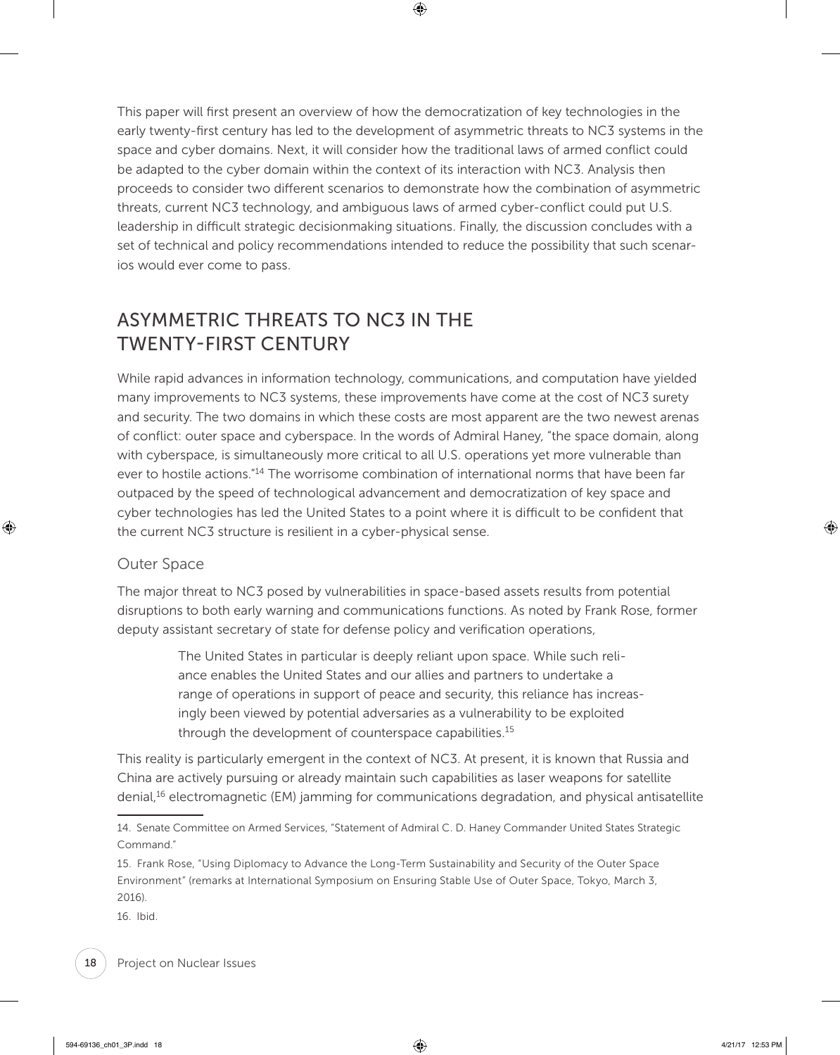This paper will first present an overview of how the democratization of key technologies in the early twenty-first century has led to the development of asymmetric threats to NC3 systems in the space and cyber domains. Next, it will consider how the traditional laws of armed conflict could be adapted to the cyber domain within the context of its interaction with NC3. Analysis then proceeds to consider two different scenarios to demonstrate how the combination of asymmetric threats, current NC3 technology, and ambiguous laws of armed cyber-conflict could put U.S. leadership in difficult strategic decisionmaking situations. Finally, the discussion concludes with a set of technical and policy recommendations intended to reduce the possibility that such scenarios would ever come to pass.

## ASYMMETRIC THREATS TO NC3 IN THE TWENTY-FIRST CENTURY

While rapid advances in information technology, communications, and computation have yielded many improvements to NC3 systems, these improvements have come at the cost of NC3 surety and security. The two domains in which these costs are most apparent are the two newest arenas of conflict: outer space and cyberspace. In the words of Admiral Haney, "the space domain, along with cyberspace, is simultaneously more critical to all U.S. operations yet more vulnerable than ever to hostile actions."[14] The worrisome combination of international norms that have been far outpaced by the speed of technological advancement and democratization of key space and cyber technologies has led the United States to a point where it is difficult to be confident that the current NC3 structure is resilient in a cyber-physical sense.

### Outer Space

The major threat to NC3 posed by vulnerabilities in space-based assets results from potential disruptions to both early warning and communications functions. As noted by Frank Rose, former deputy assistant secretary of state for defense policy and verification operations,

> The United States in particular is deeply reliant upon space. While such reliance enables the United States and our allies and partners to undertake a range of operations in support of peace and security, this reliance has increasingly been viewed by potential adversaries as a vulnerability to be exploited through the development of counterspace capabilities.[15]

This reality is particularly emergent in the context of NC3. At present, it is known that Russia and China are actively pursuing or already maintain such capabilities as laser weapons for satellite denial,[16] electromagnetic (EM) jamming for communications degradation, and physical antisatellite

---

14. Senate Committee on Armed Services, "Statement of Admiral C. D. Haney Commander United States Strategic Command."

15. Frank Rose, "Using Diplomacy to Advance the Long-Term Sustainability and Security of the Outer Space Environment" (remarks at International Symposium on Ensuring Stable Use of Outer Space, Tokyo, March 3, 2016).

16. Ibid.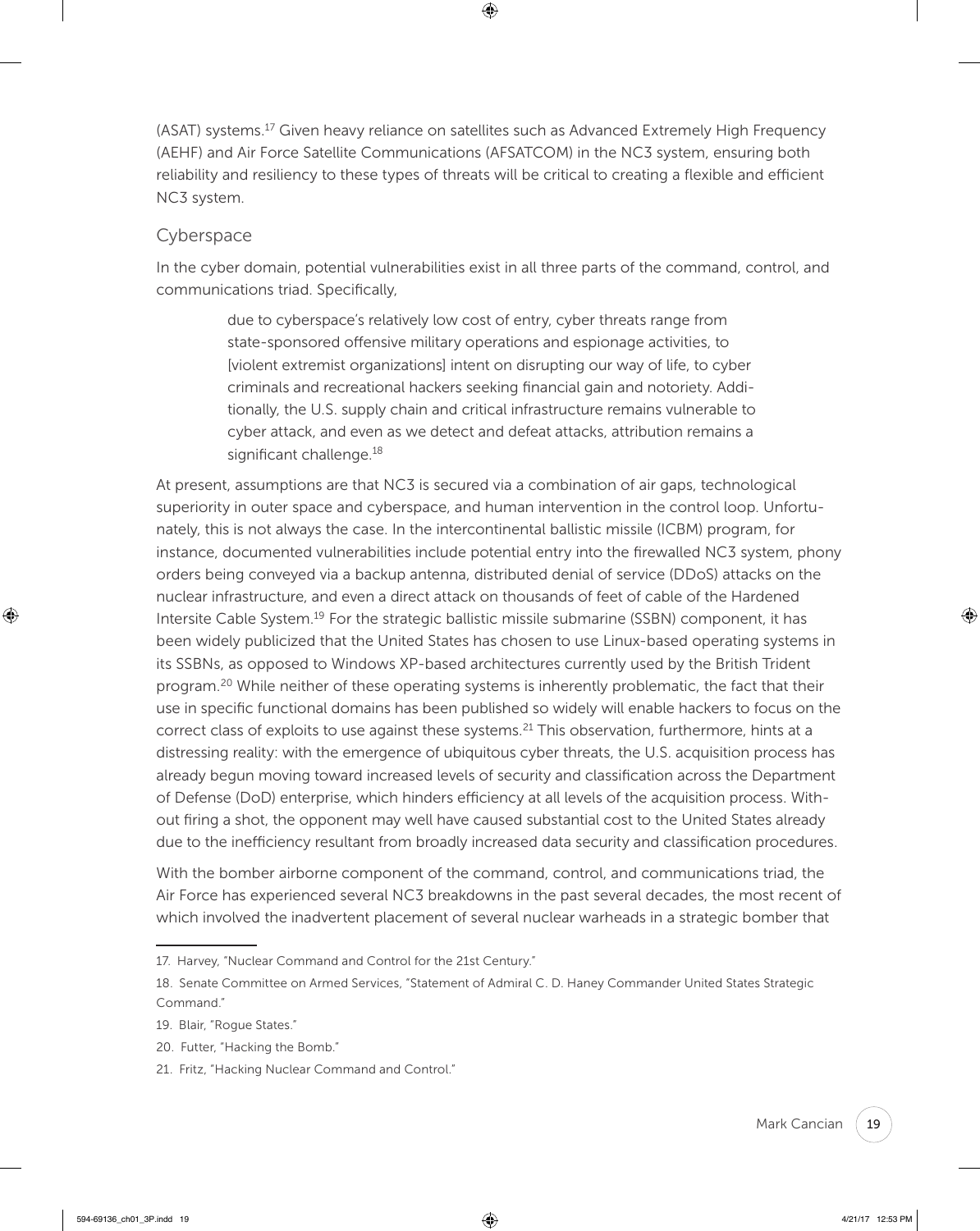(ASAT) systems.[17] Given heavy reliance on satellites such as Advanced Extremely High Frequency (AEHF) and Air Force Satellite Communications (AFSATCOM) in the NC3 system, ensuring both reliability and resiliency to these types of threats will be critical to creating a flexible and efficient NC3 system.

### Cyberspace

In the cyber domain, potential vulnerabilities exist in all three parts of the command, control, and communications triad. Specifically,

> due to cyberspace's relatively low cost of entry, cyber threats range from state-sponsored offensive military operations and espionage activities, to [violent extremist organizations] intent on disrupting our way of life, to cyber criminals and recreational hackers seeking financial gain and notoriety. Additionally, the U.S. supply chain and critical infrastructure remains vulnerable to cyber attack, and even as we detect and defeat attacks, attribution remains a significant challenge.[18]

At present, assumptions are that NC3 is secured via a combination of air gaps, technological superiority in outer space and cyberspace, and human intervention in the control loop. Unfortunately, this is not always the case. In the intercontinental ballistic missile (ICBM) program, for instance, documented vulnerabilities include potential entry into the firewalled NC3 system, phony orders being conveyed via a backup antenna, distributed denial of service (DDoS) attacks on the nuclear infrastructure, and even a direct attack on thousands of feet of cable of the Hardened Intersite Cable System.[19] For the strategic ballistic missile submarine (SSBN) component, it has been widely publicized that the United States has chosen to use Linux-based operating systems in its SSBNs, as opposed to Windows XP-based architectures currently used by the British Trident program.[20] While neither of these operating systems is inherently problematic, the fact that their use in specific functional domains has been published so widely will enable hackers to focus on the correct class of exploits to use against these systems.[21] This observation, furthermore, hints at a distressing reality: with the emergence of ubiquitous cyber threats, the U.S. acquisition process has already begun moving toward increased levels of security and classification across the Department of Defense (DoD) enterprise, which hinders efficiency at all levels of the acquisition process. Without firing a shot, the opponent may well have caused substantial cost to the United States already due to the inefficiency resultant from broadly increased data security and classification procedures.

With the bomber airborne component of the command, control, and communications triad, the Air Force has experienced several NC3 breakdowns in the past several decades, the most recent of which involved the inadvertent placement of several nuclear warheads in a strategic bomber that

---

17. Harvey, "Nuclear Command and Control for the 21st Century."

18. Senate Committee on Armed Services, "Statement of Admiral C. D. Haney Commander United States Strategic Command."

19. Blair, "Rogue States."

20. Futter, "Hacking the Bomb."

21. Fritz, "Hacking Nuclear Command and Control."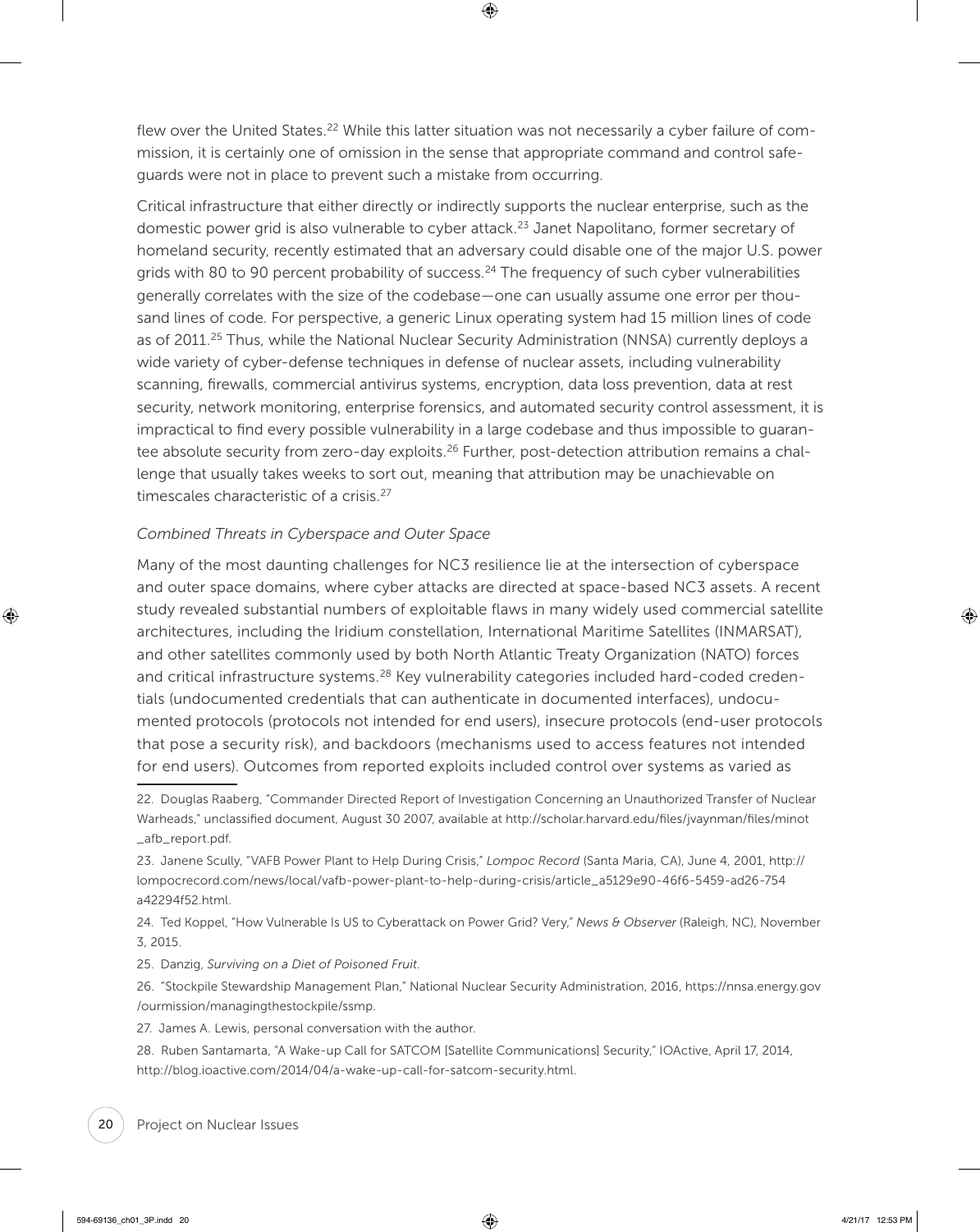flew over the United States.[22] While this latter situation was not necessarily a cyber failure of commission, it is certainly one of omission in the sense that appropriate command and control safeguards were not in place to prevent such a mistake from occurring.

Critical infrastructure that either directly or indirectly supports the nuclear enterprise, such as the domestic power grid is also vulnerable to cyber attack.[23] Janet Napolitano, former secretary of homeland security, recently estimated that an adversary could disable one of the major U.S. power grids with 80 to 90 percent probability of success.[24] The frequency of such cyber vulnerabilities generally correlates with the size of the codebase—one can usually assume one error per thousand lines of code. For perspective, a generic Linux operating system had 15 million lines of code as of 2011.[25] Thus, while the National Nuclear Security Administration (NNSA) currently deploys a wide variety of cyber-defense techniques in defense of nuclear assets, including vulnerability scanning, firewalls, commercial antivirus systems, encryption, data loss prevention, data at rest security, network monitoring, enterprise forensics, and automated security control assessment, it is impractical to find every possible vulnerability in a large codebase and thus impossible to guarantee absolute security from zero-day exploits.[26] Further, post-detection attribution remains a challenge that usually takes weeks to sort out, meaning that attribution may be unachievable on timescales characteristic of a crisis.[27]

*Combined Threats in Cyberspace and Outer Space*

Many of the most daunting challenges for NC3 resilience lie at the intersection of cyberspace and outer space domains, where cyber attacks are directed at space-based NC3 assets. A recent study revealed substantial numbers of exploitable flaws in many widely used commercial satellite architectures, including the Iridium constellation, International Maritime Satellites (INMARSAT), and other satellites commonly used by both North Atlantic Treaty Organization (NATO) forces and critical infrastructure systems.[28] Key vulnerability categories included hard-coded credentials (undocumented credentials that can authenticate in documented interfaces), undocumented protocols (protocols not intended for end users), insecure protocols (end-user protocols that pose a security risk), and backdoors (mechanisms used to access features not intended for end users). Outcomes from reported exploits included control over systems as varied as

---

22. Douglas Raaberg, "Commander Directed Report of Investigation Concerning an Unauthorized Transfer of Nuclear Warheads," unclassified document, August 30 2007, available at http://scholar.harvard.edu/files/jvaynman/files/minot_afb_report.pdf.

23. Janene Scully, "VAFB Power Plant to Help During Crisis," *Lompoc Record* (Santa Maria, CA), June 4, 2001, http://lompocrecord.com/news/local/vafb-power-plant-to-help-during-crisis/article_a5129e90-46f6-5459-ad26-754a42294f52.html.

24. Ted Koppel, "How Vulnerable Is US to Cyberattack on Power Grid? Very," *News & Observer* (Raleigh, NC), November 3, 2015.

25. Danzig, *Surviving on a Diet of Poisoned Fruit*.

26. "Stockpile Stewardship Management Plan," National Nuclear Security Administration, 2016, https://nnsa.energy.gov/ourmission/managingthestockpile/ssmp.

27. James A. Lewis, personal conversation with the author.

28. Ruben Santamarta, "A Wake-up Call for SATCOM [Satellite Communications] Security," IOActive, April 17, 2014, http://blog.ioactive.com/2014/04/a-wake-up-call-for-satcom-security.html.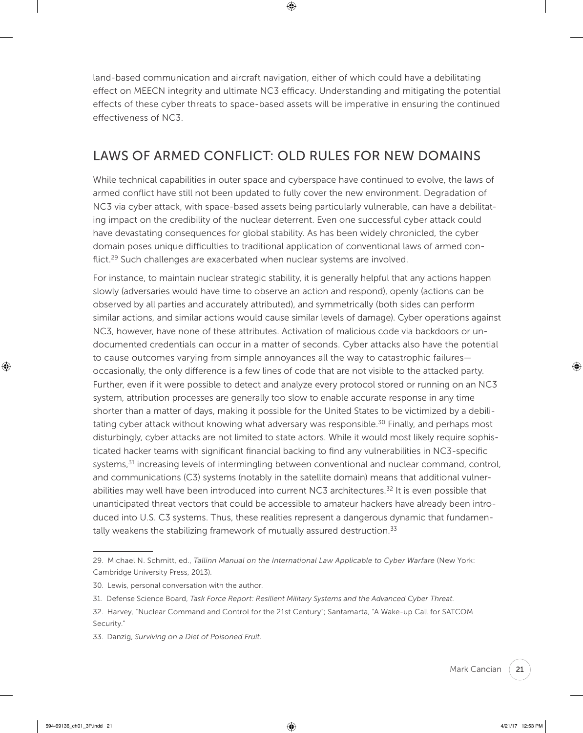land-based communication and aircraft navigation, either of which could have a debilitating effect on MEECN integrity and ultimate NC3 efficacy. Understanding and mitigating the potential effects of these cyber threats to space-based assets will be imperative in ensuring the continued effectiveness of NC3.

## LAWS OF ARMED CONFLICT: OLD RULES FOR NEW DOMAINS

While technical capabilities in outer space and cyberspace have continued to evolve, the laws of armed conflict have still not been updated to fully cover the new environment. Degradation of NC3 via cyber attack, with space-based assets being particularly vulnerable, can have a debilitating impact on the credibility of the nuclear deterrent. Even one successful cyber attack could have devastating consequences for global stability. As has been widely chronicled, the cyber domain poses unique difficulties to traditional application of conventional laws of armed conflict.[29] Such challenges are exacerbated when nuclear systems are involved.

For instance, to maintain nuclear strategic stability, it is generally helpful that any actions happen slowly (adversaries would have time to observe an action and respond), openly (actions can be observed by all parties and accurately attributed), and symmetrically (both sides can perform similar actions, and similar actions would cause similar levels of damage). Cyber operations against NC3, however, have none of these attributes. Activation of malicious code via backdoors or undocumented credentials can occur in a matter of seconds. Cyber attacks also have the potential to cause outcomes varying from simple annoyances all the way to catastrophic failures—occasionally, the only difference is a few lines of code that are not visible to the attacked party. Further, even if it were possible to detect and analyze every protocol stored or running on an NC3 system, attribution processes are generally too slow to enable accurate response in any time shorter than a matter of days, making it possible for the United States to be victimized by a debilitating cyber attack without knowing what adversary was responsible.[30] Finally, and perhaps most disturbingly, cyber attacks are not limited to state actors. While it would most likely require sophisticated hacker teams with significant financial backing to find any vulnerabilities in NC3-specific systems,[31] increasing levels of intermingling between conventional and nuclear command, control, and communications (C3) systems (notably in the satellite domain) means that additional vulnerabilities may well have been introduced into current NC3 architectures.[32] It is even possible that unanticipated threat vectors that could be accessible to amateur hackers have already been introduced into U.S. C3 systems. Thus, these realities represent a dangerous dynamic that fundamentally weakens the stabilizing framework of mutually assured destruction.[33]

---

29. Michael N. Schmitt, ed., *Tallinn Manual on the International Law Applicable to Cyber Warfare* (New York: Cambridge University Press, 2013).

30. Lewis, personal conversation with the author.

31. Defense Science Board, *Task Force Report: Resilient Military Systems and the Advanced Cyber Threat*.

32. Harvey, "Nuclear Command and Control for the 21st Century"; Santamarta, "A Wake-up Call for SATCOM Security."

33. Danzig, *Surviving on a Diet of Poisoned Fruit*.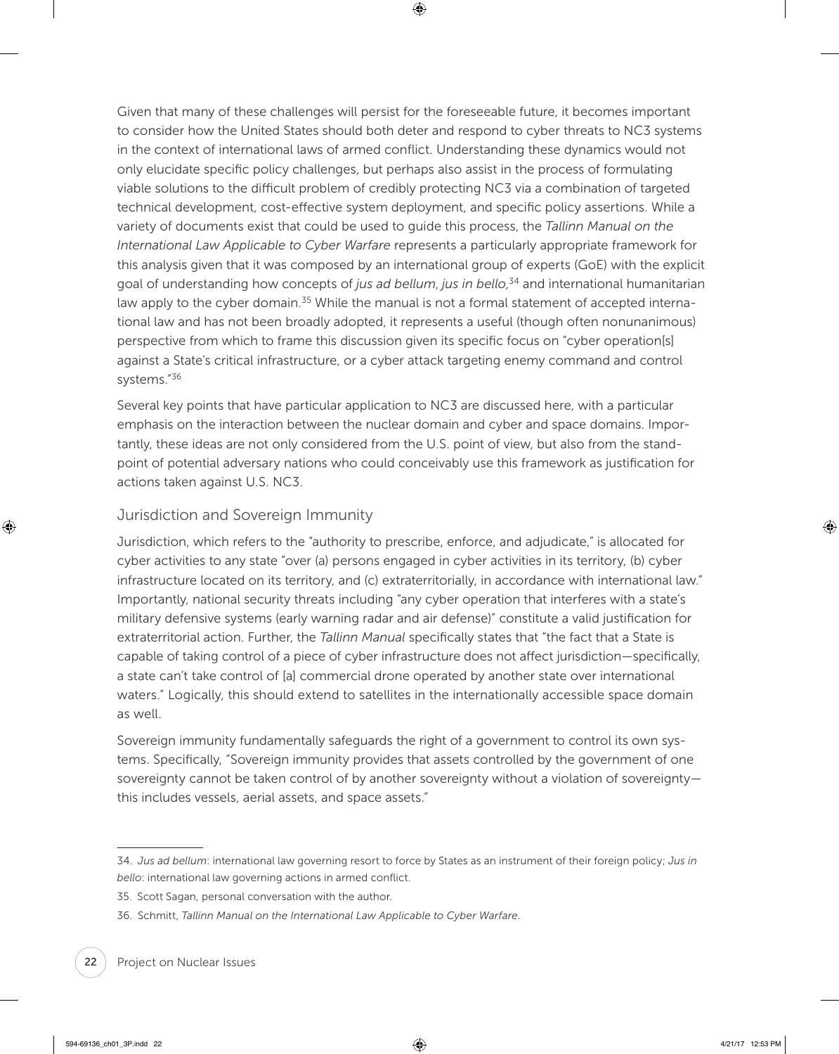Given that many of these challenges will persist for the foreseeable future, it becomes important to consider how the United States should both deter and respond to cyber threats to NC3 systems in the context of international laws of armed conflict. Understanding these dynamics would not only elucidate specific policy challenges, but perhaps also assist in the process of formulating viable solutions to the difficult problem of credibly protecting NC3 via a combination of targeted technical development, cost-effective system deployment, and specific policy assertions. While a variety of documents exist that could be used to guide this process, the *Tallinn Manual on the International Law Applicable to Cyber Warfare* represents a particularly appropriate framework for this analysis given that it was composed by an international group of experts (GoE) with the explicit goal of understanding how concepts of *jus ad bellum*, *jus in bello*,[34] and international humanitarian law apply to the cyber domain.[35] While the manual is not a formal statement of accepted international law and has not been broadly adopted, it represents a useful (though often nonunanimous) perspective from which to frame this discussion given its specific focus on "cyber operation[s] against a State's critical infrastructure, or a cyber attack targeting enemy command and control systems."[36]

Several key points that have particular application to NC3 are discussed here, with a particular emphasis on the interaction between the nuclear domain and cyber and space domains. Importantly, these ideas are not only considered from the U.S. point of view, but also from the standpoint of potential adversary nations who could conceivably use this framework as justification for actions taken against U.S. NC3.

## Jurisdiction and Sovereign Immunity

Jurisdiction, which refers to the "authority to prescribe, enforce, and adjudicate," is allocated for cyber activities to any state "over (a) persons engaged in cyber activities in its territory, (b) cyber infrastructure located on its territory, and (c) extraterritorially, in accordance with international law." Importantly, national security threats including "any cyber operation that interferes with a state's military defensive systems (early warning radar and air defense)" constitute a valid justification for extraterritorial action. Further, the *Tallinn Manual* specifically states that "the fact that a State is capable of taking control of a piece of cyber infrastructure does not affect jurisdiction—specifically, a state can't take control of [a] commercial drone operated by another state over international waters." Logically, this should extend to satellites in the internationally accessible space domain as well.

Sovereign immunity fundamentally safeguards the right of a government to control its own systems. Specifically, "Sovereign immunity provides that assets controlled by the government of one sovereignty cannot be taken control of by another sovereignty without a violation of sovereignty—this includes vessels, aerial assets, and space assets."

---

34. *Jus ad bellum*: international law governing resort to force by States as an instrument of their foreign policy; *Jus in bello*: international law governing actions in armed conflict.

35. Scott Sagan, personal conversation with the author.

36. Schmitt, *Tallinn Manual on the International Law Applicable to Cyber Warfare*.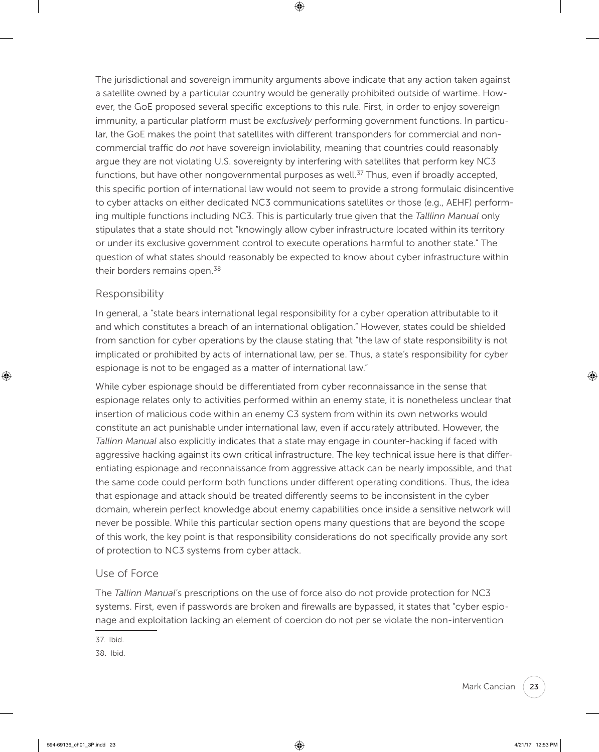The jurisdictional and sovereign immunity arguments above indicate that any action taken against a satellite owned by a particular country would be generally prohibited outside of wartime. However, the GoE proposed several specific exceptions to this rule. First, in order to enjoy sovereign immunity, a particular platform must be *exclusively* performing government functions. In particular, the GoE makes the point that satellites with different transponders for commercial and noncommercial traffic do *not* have sovereign inviolability, meaning that countries could reasonably argue they are not violating U.S. sovereignty by interfering with satellites that perform key NC3 functions, but have other nongovernmental purposes as well.[37] Thus, even if broadly accepted, this specific portion of international law would not seem to provide a strong formulaic disincentive to cyber attacks on either dedicated NC3 communications satellites or those (e.g., AEHF) performing multiple functions including NC3. This is particularly true given that the *Talllinn Manual* only stipulates that a state should not "knowingly allow cyber infrastructure located within its territory or under its exclusive government control to execute operations harmful to another state." The question of what states should reasonably be expected to know about cyber infrastructure within their borders remains open.[38]

## Responsibility

In general, a "state bears international legal responsibility for a cyber operation attributable to it and which constitutes a breach of an international obligation." However, states could be shielded from sanction for cyber operations by the clause stating that "the law of state responsibility is not implicated or prohibited by acts of international law, per se. Thus, a state's responsibility for cyber espionage is not to be engaged as a matter of international law."

While cyber espionage should be differentiated from cyber reconnaissance in the sense that espionage relates only to activities performed within an enemy state, it is nonetheless unclear that insertion of malicious code within an enemy C3 system from within its own networks would constitute an act punishable under international law, even if accurately attributed. However, the *Tallinn Manual* also explicitly indicates that a state may engage in counter-hacking if faced with aggressive hacking against its own critical infrastructure. The key technical issue here is that differentiating espionage and reconnaissance from aggressive attack can be nearly impossible, and that the same code could perform both functions under different operating conditions. Thus, the idea that espionage and attack should be treated differently seems to be inconsistent in the cyber domain, wherein perfect knowledge about enemy capabilities once inside a sensitive network will never be possible. While this particular section opens many questions that are beyond the scope of this work, the key point is that responsibility considerations do not specifically provide any sort of protection to NC3 systems from cyber attack.

## Use of Force

The *Tallinn Manual*'s prescriptions on the use of force also do not provide protection for NC3 systems. First, even if passwords are broken and firewalls are bypassed, it states that "cyber espionage and exploitation lacking an element of coercion do not per se violate the non-intervention

37. Ibid.

38. Ibid.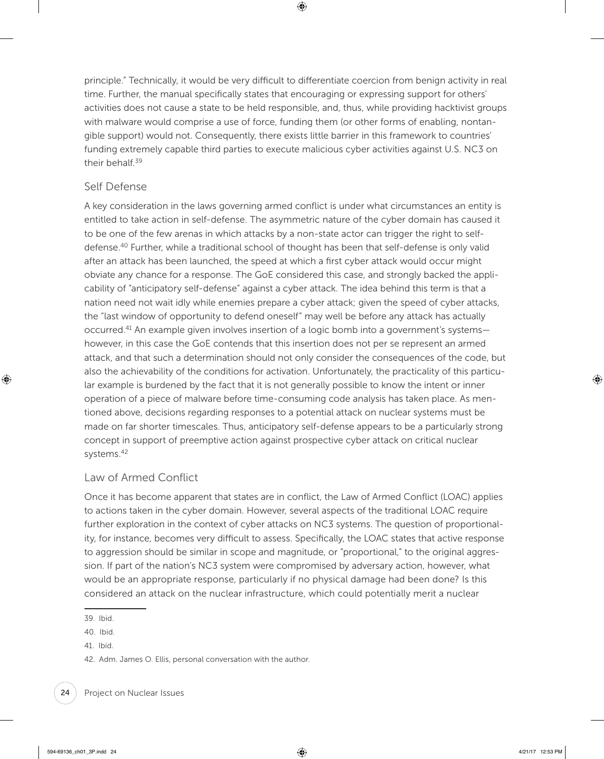principle." Technically, it would be very difficult to differentiate coercion from benign activity in real time. Further, the manual specifically states that encouraging or expressing support for others' activities does not cause a state to be held responsible, and, thus, while providing hacktivist groups with malware would comprise a use of force, funding them (or other forms of enabling, nontangible support) would not. Consequently, there exists little barrier in this framework to countries' funding extremely capable third parties to execute malicious cyber activities against U.S. NC3 on their behalf.[39]

## Self Defense

A key consideration in the laws governing armed conflict is under what circumstances an entity is entitled to take action in self-defense. The asymmetric nature of the cyber domain has caused it to be one of the few arenas in which attacks by a non-state actor can trigger the right to self-defense.[40] Further, while a traditional school of thought has been that self-defense is only valid after an attack has been launched, the speed at which a first cyber attack would occur might obviate any chance for a response. The GoE considered this case, and strongly backed the applicability of "anticipatory self-defense" against a cyber attack. The idea behind this term is that a nation need not wait idly while enemies prepare a cyber attack; given the speed of cyber attacks, the "last window of opportunity to defend oneself" may well be before any attack has actually occurred.[41] An example given involves insertion of a logic bomb into a government's systems—however, in this case the GoE contends that this insertion does not per se represent an armed attack, and that such a determination should not only consider the consequences of the code, but also the achievability of the conditions for activation. Unfortunately, the practicality of this particular example is burdened by the fact that it is not generally possible to know the intent or inner operation of a piece of malware before time-consuming code analysis has taken place. As mentioned above, decisions regarding responses to a potential attack on nuclear systems must be made on far shorter timescales. Thus, anticipatory self-defense appears to be a particularly strong concept in support of preemptive action against prospective cyber attack on critical nuclear systems.[42]

## Law of Armed Conflict

Once it has become apparent that states are in conflict, the Law of Armed Conflict (LOAC) applies to actions taken in the cyber domain. However, several aspects of the traditional LOAC require further exploration in the context of cyber attacks on NC3 systems. The question of proportionality, for instance, becomes very difficult to assess. Specifically, the LOAC states that active response to aggression should be similar in scope and magnitude, or "proportional," to the original aggression. If part of the nation's NC3 system were compromised by adversary action, however, what would be an appropriate response, particularly if no physical damage had been done? Is this considered an attack on the nuclear infrastructure, which could potentially merit a nuclear

39. Ibid.

40. Ibid.

41. Ibid.

42. Adm. James O. Ellis, personal conversation with the author.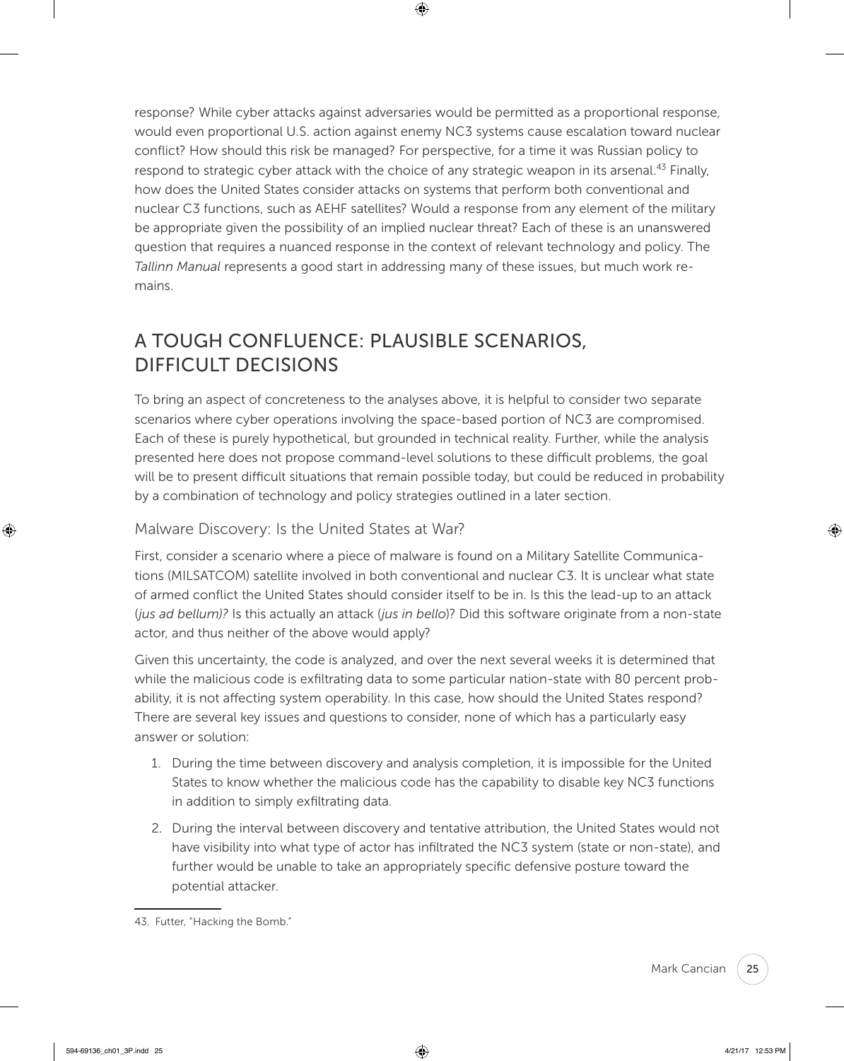response? While cyber attacks against adversaries would be permitted as a proportional response, would even proportional U.S. action against enemy NC3 systems cause escalation toward nuclear conflict? How should this risk be managed? For perspective, for a time it was Russian policy to respond to strategic cyber attack with the choice of any strategic weapon in its arsenal.[43] Finally, how does the United States consider attacks on systems that perform both conventional and nuclear C3 functions, such as AEHF satellites? Would a response from any element of the military be appropriate given the possibility of an implied nuclear threat? Each of these is an unanswered question that requires a nuanced response in the context of relevant technology and policy. The *Tallinn Manual* represents a good start in addressing many of these issues, but much work remains.

## A TOUGH CONFLUENCE: PLAUSIBLE SCENARIOS, DIFFICULT DECISIONS

To bring an aspect of concreteness to the analyses above, it is helpful to consider two separate scenarios where cyber operations involving the space-based portion of NC3 are compromised. Each of these is purely hypothetical, but grounded in technical reality. Further, while the analysis presented here does not propose command-level solutions to these difficult problems, the goal will be to present difficult situations that remain possible today, but could be reduced in probability by a combination of technology and policy strategies outlined in a later section.

### Malware Discovery: Is the United States at War?

First, consider a scenario where a piece of malware is found on a Military Satellite Communications (MILSATCOM) satellite involved in both conventional and nuclear C3. It is unclear what state of armed conflict the United States should consider itself to be in. Is this the lead-up to an attack (*jus ad bellum)?* Is this actually an attack (*jus in bello*)? Did this software originate from a non-state actor, and thus neither of the above would apply?

Given this uncertainty, the code is analyzed, and over the next several weeks it is determined that while the malicious code is exfiltrating data to some particular nation-state with 80 percent probability, it is not affecting system operability. In this case, how should the United States respond? There are several key issues and questions to consider, none of which has a particularly easy answer or solution:

1. During the time between discovery and analysis completion, it is impossible for the United States to know whether the malicious code has the capability to disable key NC3 functions in addition to simply exfiltrating data.
2. During the interval between discovery and tentative attribution, the United States would not have visibility into what type of actor has infiltrated the NC3 system (state or non-state), and further would be unable to take an appropriately specific defensive posture toward the potential attacker.

---

43. Futter, "Hacking the Bomb."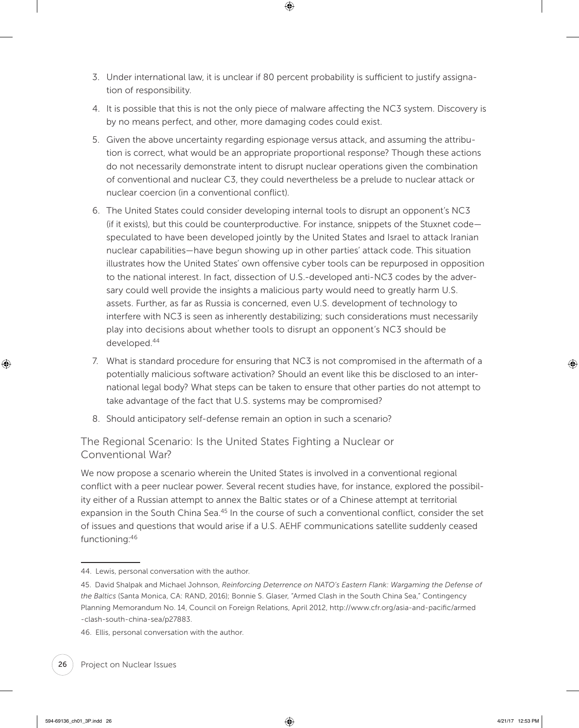3. Under international law, it is unclear if 80 percent probability is sufficient to justify assignation of responsibility.
4. It is possible that this is not the only piece of malware affecting the NC3 system. Discovery is by no means perfect, and other, more damaging codes could exist.
5. Given the above uncertainty regarding espionage versus attack, and assuming the attribution is correct, what would be an appropriate proportional response? Though these actions do not necessarily demonstrate intent to disrupt nuclear operations given the combination of conventional and nuclear C3, they could nevertheless be a prelude to nuclear attack or nuclear coercion (in a conventional conflict).
6. The United States could consider developing internal tools to disrupt an opponent's NC3 (if it exists), but this could be counterproductive. For instance, snippets of the Stuxnet code—speculated to have been developed jointly by the United States and Israel to attack Iranian nuclear capabilities—have begun showing up in other parties' attack code. This situation illustrates how the United States' own offensive cyber tools can be repurposed in opposition to the national interest. In fact, dissection of U.S.-developed anti-NC3 codes by the adversary could well provide the insights a malicious party would need to greatly harm U.S. assets. Further, as far as Russia is concerned, even U.S. development of technology to interfere with NC3 is seen as inherently destabilizing; such considerations must necessarily play into decisions about whether tools to disrupt an opponent's NC3 should be developed.[44]
7. What is standard procedure for ensuring that NC3 is not compromised in the aftermath of a potentially malicious software activation? Should an event like this be disclosed to an international legal body? What steps can be taken to ensure that other parties do not attempt to take advantage of the fact that U.S. systems may be compromised?
8. Should anticipatory self-defense remain an option in such a scenario?

## The Regional Scenario: Is the United States Fighting a Nuclear or Conventional War?

We now propose a scenario wherein the United States is involved in a conventional regional conflict with a peer nuclear power. Several recent studies have, for instance, explored the possibility either of a Russian attempt to annex the Baltic states or of a Chinese attempt at territorial expansion in the South China Sea.[45] In the course of such a conventional conflict, consider the set of issues and questions that would arise if a U.S. AEHF communications satellite suddenly ceased functioning:[46]

---

44. Lewis, personal conversation with the author.

45. David Shalpak and Michael Johnson, *Reinforcing Deterrence on NATO's Eastern Flank: Wargaming the Defense of the Baltics* (Santa Monica, CA: RAND, 2016); Bonnie S. Glaser, "Armed Clash in the South China Sea," Contingency Planning Memorandum No. 14, Council on Foreign Relations, April 2012, http://www.cfr.org/asia-and-pacific/armed-clash-south-china-sea/p27883.

46. Ellis, personal conversation with the author.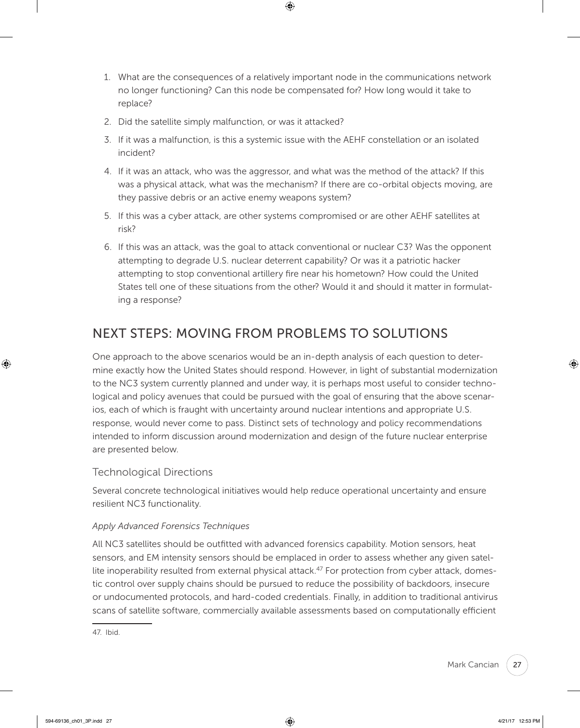1. What are the consequences of a relatively important node in the communications network no longer functioning? Can this node be compensated for? How long would it take to replace?
2. Did the satellite simply malfunction, or was it attacked?
3. If it was a malfunction, is this a systemic issue with the AEHF constellation or an isolated incident?
4. If it was an attack, who was the aggressor, and what was the method of the attack? If this was a physical attack, what was the mechanism? If there are co-orbital objects moving, are they passive debris or an active enemy weapons system?
5. If this was a cyber attack, are other systems compromised or are other AEHF satellites at risk?
6. If this was an attack, was the goal to attack conventional or nuclear C3? Was the opponent attempting to degrade U.S. nuclear deterrent capability? Or was it a patriotic hacker attempting to stop conventional artillery fire near his hometown? How could the United States tell one of these situations from the other? Would it and should it matter in formulating a response?

## NEXT STEPS: MOVING FROM PROBLEMS TO SOLUTIONS

One approach to the above scenarios would be an in-depth analysis of each question to determine exactly how the United States should respond. However, in light of substantial modernization to the NC3 system currently planned and under way, it is perhaps most useful to consider technological and policy avenues that could be pursued with the goal of ensuring that the above scenarios, each of which is fraught with uncertainty around nuclear intentions and appropriate U.S. response, would never come to pass. Distinct sets of technology and policy recommendations intended to inform discussion around modernization and design of the future nuclear enterprise are presented below.

### Technological Directions

Several concrete technological initiatives would help reduce operational uncertainty and ensure resilient NC3 functionality.

#### *Apply Advanced Forensics Techniques*

All NC3 satellites should be outfitted with advanced forensics capability. Motion sensors, heat sensors, and EM intensity sensors should be emplaced in order to assess whether any given satellite inoperability resulted from external physical attack.[47] For protection from cyber attack, domestic control over supply chains should be pursued to reduce the possibility of backdoors, insecure or undocumented protocols, and hard-coded credentials. Finally, in addition to traditional antivirus scans of satellite software, commercially available assessments based on computationally efficient

47. Ibid.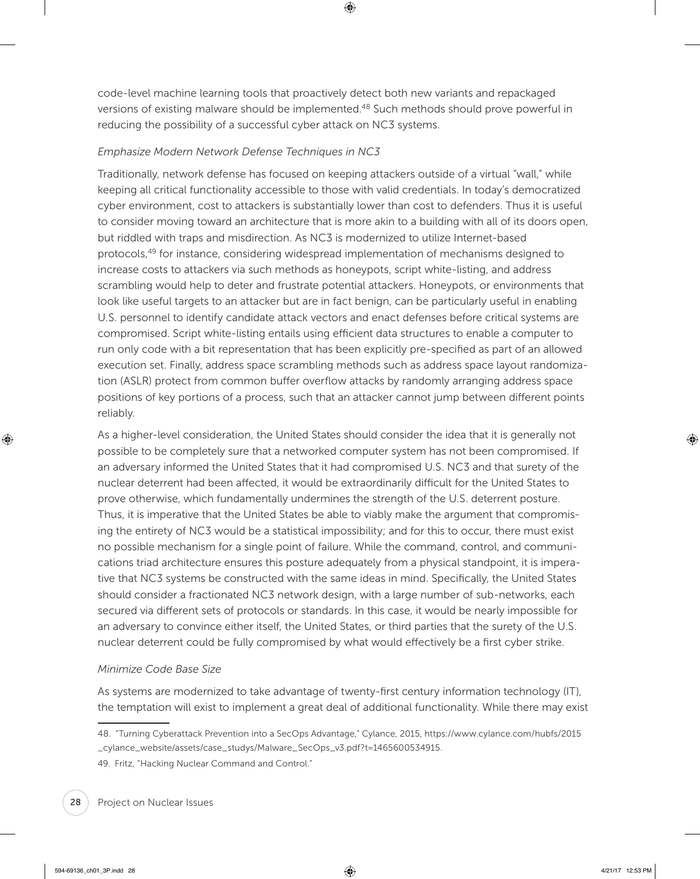code-level machine learning tools that proactively detect both new variants and repackaged versions of existing malware should be implemented.[48] Such methods should prove powerful in reducing the possibility of a successful cyber attack on NC3 systems.

### *Emphasize Modern Network Defense Techniques in NC3*

Traditionally, network defense has focused on keeping attackers outside of a virtual "wall," while keeping all critical functionality accessible to those with valid credentials. In today's democratized cyber environment, cost to attackers is substantially lower than cost to defenders. Thus it is useful to consider moving toward an architecture that is more akin to a building with all of its doors open, but riddled with traps and misdirection. As NC3 is modernized to utilize Internet-based protocols,[49] for instance, considering widespread implementation of mechanisms designed to increase costs to attackers via such methods as honeypots, script white-listing, and address scrambling would help to deter and frustrate potential attackers. Honeypots, or environments that look like useful targets to an attacker but are in fact benign, can be particularly useful in enabling U.S. personnel to identify candidate attack vectors and enact defenses before critical systems are compromised. Script white-listing entails using efficient data structures to enable a computer to run only code with a bit representation that has been explicitly pre-specified as part of an allowed execution set. Finally, address space scrambling methods such as address space layout randomization (ASLR) protect from common buffer overflow attacks by randomly arranging address space positions of key portions of a process, such that an attacker cannot jump between different points reliably.

As a higher-level consideration, the United States should consider the idea that it is generally not possible to be completely sure that a networked computer system has not been compromised. If an adversary informed the United States that it had compromised U.S. NC3 and that surety of the nuclear deterrent had been affected, it would be extraordinarily difficult for the United States to prove otherwise, which fundamentally undermines the strength of the U.S. deterrent posture. Thus, it is imperative that the United States be able to viably make the argument that compromising the entirety of NC3 would be a statistical impossibility; and for this to occur, there must exist no possible mechanism for a single point of failure. While the command, control, and communications triad architecture ensures this posture adequately from a physical standpoint, it is imperative that NC3 systems be constructed with the same ideas in mind. Specifically, the United States should consider a fractionated NC3 network design, with a large number of sub-networks, each secured via different sets of protocols or standards. In this case, it would be nearly impossible for an adversary to convince either itself, the United States, or third parties that the surety of the U.S. nuclear deterrent could be fully compromised by what would effectively be a first cyber strike.

### *Minimize Code Base Size*

As systems are modernized to take advantage of twenty-first century information technology (IT), the temptation will exist to implement a great deal of additional functionality. While there may exist

---

48. "Turning Cyberattack Prevention into a SecOps Advantage," Cylance, 2015, https://www.cylance.com/hubfs/2015_cylance_website/assets/case_studys/Malware_SecOps_v3.pdf?t=1465600534915.

49. Fritz, "Hacking Nuclear Command and Control."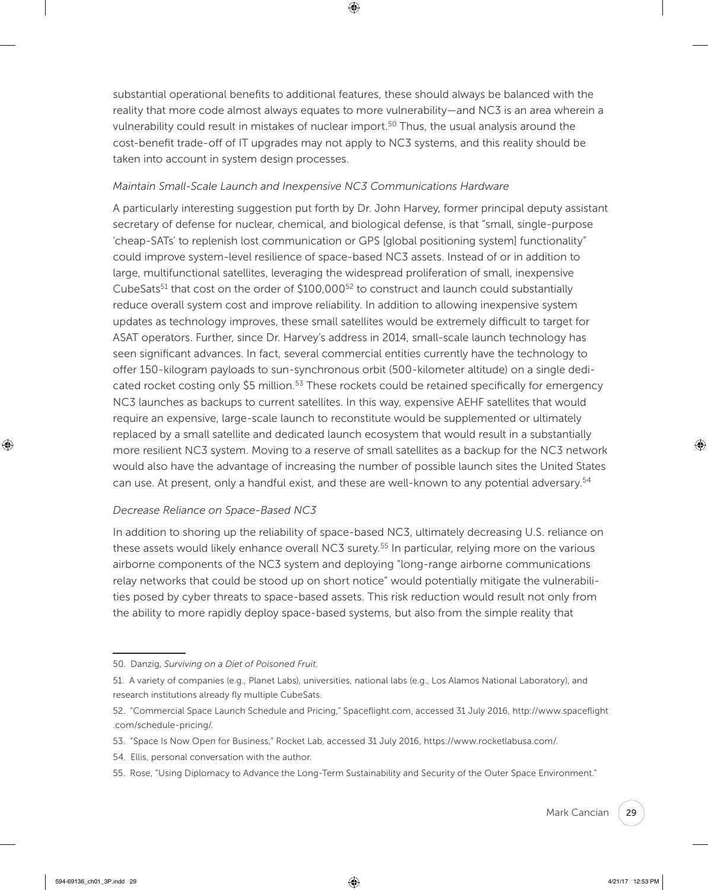substantial operational benefits to additional features, these should always be balanced with the reality that more code almost always equates to more vulnerability—and NC3 is an area wherein a vulnerability could result in mistakes of nuclear import.[50] Thus, the usual analysis around the cost-benefit trade-off of IT upgrades may not apply to NC3 systems, and this reality should be taken into account in system design processes.

*Maintain Small-Scale Launch and Inexpensive NC3 Communications Hardware*

A particularly interesting suggestion put forth by Dr. John Harvey, former principal deputy assistant secretary of defense for nuclear, chemical, and biological defense, is that "small, single-purpose 'cheap-SATs' to replenish lost communication or GPS [global positioning system] functionality" could improve system-level resilience of space-based NC3 assets. Instead of or in addition to large, multifunctional satellites, leveraging the widespread proliferation of small, inexpensive CubeSats[51] that cost on the order of $100,000[52] to construct and launch could substantially reduce overall system cost and improve reliability. In addition to allowing inexpensive system updates as technology improves, these small satellites would be extremely difficult to target for ASAT operators. Further, since Dr. Harvey's address in 2014, small-scale launch technology has seen significant advances. In fact, several commercial entities currently have the technology to offer 150-kilogram payloads to sun-synchronous orbit (500-kilometer altitude) on a single dedicated rocket costing only $5 million.[53] These rockets could be retained specifically for emergency NC3 launches as backups to current satellites. In this way, expensive AEHF satellites that would require an expensive, large-scale launch to reconstitute would be supplemented or ultimately replaced by a small satellite and dedicated launch ecosystem that would result in a substantially more resilient NC3 system. Moving to a reserve of small satellites as a backup for the NC3 network would also have the advantage of increasing the number of possible launch sites the United States can use. At present, only a handful exist, and these are well-known to any potential adversary.[54]

*Decrease Reliance on Space-Based NC3*

In addition to shoring up the reliability of space-based NC3, ultimately decreasing U.S. reliance on these assets would likely enhance overall NC3 surety.[55] In particular, relying more on the various airborne components of the NC3 system and deploying "long-range airborne communications relay networks that could be stood up on short notice" would potentially mitigate the vulnerabilities posed by cyber threats to space-based assets. This risk reduction would result not only from the ability to more rapidly deploy space-based systems, but also from the simple reality that

---

50. Danzig, *Surviving on a Diet of Poisoned Fruit*.

51. A variety of companies (e.g., Planet Labs), universities, national labs (e.g., Los Alamos National Laboratory), and research institutions already fly multiple CubeSats.

52. "Commercial Space Launch Schedule and Pricing," Spaceflight.com, accessed 31 July 2016, http://www.spaceflight.com/schedule-pricing/.

53. "Space Is Now Open for Business," Rocket Lab, accessed 31 July 2016, https://www.rocketlabusa.com/.

54. Ellis, personal conversation with the author.

55. Rose, "Using Diplomacy to Advance the Long-Term Sustainability and Security of the Outer Space Environment."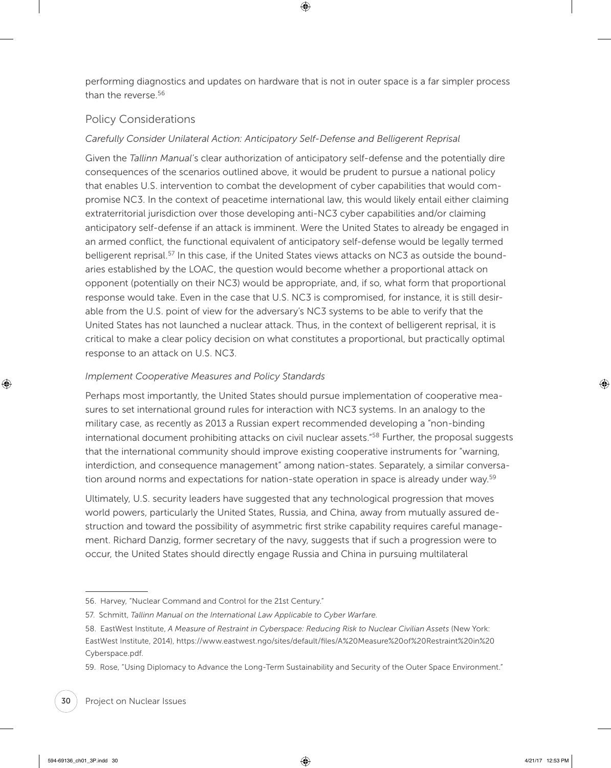performing diagnostics and updates on hardware that is not in outer space is a far simpler process than the reverse.[56]

## Policy Considerations

### *Carefully Consider Unilateral Action: Anticipatory Self-Defense and Belligerent Reprisal*

Given the *Tallinn Manual*'s clear authorization of anticipatory self-defense and the potentially dire consequences of the scenarios outlined above, it would be prudent to pursue a national policy that enables U.S. intervention to combat the development of cyber capabilities that would compromise NC3. In the context of peacetime international law, this would likely entail either claiming extraterritorial jurisdiction over those developing anti-NC3 cyber capabilities and/or claiming anticipatory self-defense if an attack is imminent. Were the United States to already be engaged in an armed conflict, the functional equivalent of anticipatory self-defense would be legally termed belligerent reprisal.[57] In this case, if the United States views attacks on NC3 as outside the boundaries established by the LOAC, the question would become whether a proportional attack on opponent (potentially on their NC3) would be appropriate, and, if so, what form that proportional response would take. Even in the case that U.S. NC3 is compromised, for instance, it is still desirable from the U.S. point of view for the adversary's NC3 systems to be able to verify that the United States has not launched a nuclear attack. Thus, in the context of belligerent reprisal, it is critical to make a clear policy decision on what constitutes a proportional, but practically optimal response to an attack on U.S. NC3.

### *Implement Cooperative Measures and Policy Standards*

Perhaps most importantly, the United States should pursue implementation of cooperative measures to set international ground rules for interaction with NC3 systems. In an analogy to the military case, as recently as 2013 a Russian expert recommended developing a "non-binding international document prohibiting attacks on civil nuclear assets."[58] Further, the proposal suggests that the international community should improve existing cooperative instruments for "warning, interdiction, and consequence management" among nation-states. Separately, a similar conversation around norms and expectations for nation-state operation in space is already under way.[59]

Ultimately, U.S. security leaders have suggested that any technological progression that moves world powers, particularly the United States, Russia, and China, away from mutually assured destruction and toward the possibility of asymmetric first strike capability requires careful management. Richard Danzig, former secretary of the navy, suggests that if such a progression were to occur, the United States should directly engage Russia and China in pursuing multilateral

---

56. Harvey, "Nuclear Command and Control for the 21st Century."

57. Schmitt, *Tallinn Manual on the International Law Applicable to Cyber Warfare*.

58. EastWest Institute, *A Measure of Restraint in Cyberspace: Reducing Risk to Nuclear Civilian Assets* (New York: EastWest Institute, 2014), https://www.eastwest.ngo/sites/default/files/A%20Measure%20of%20Restraint%20in%20Cyberspace.pdf.

59. Rose, "Using Diplomacy to Advance the Long-Term Sustainability and Security of the Outer Space Environment."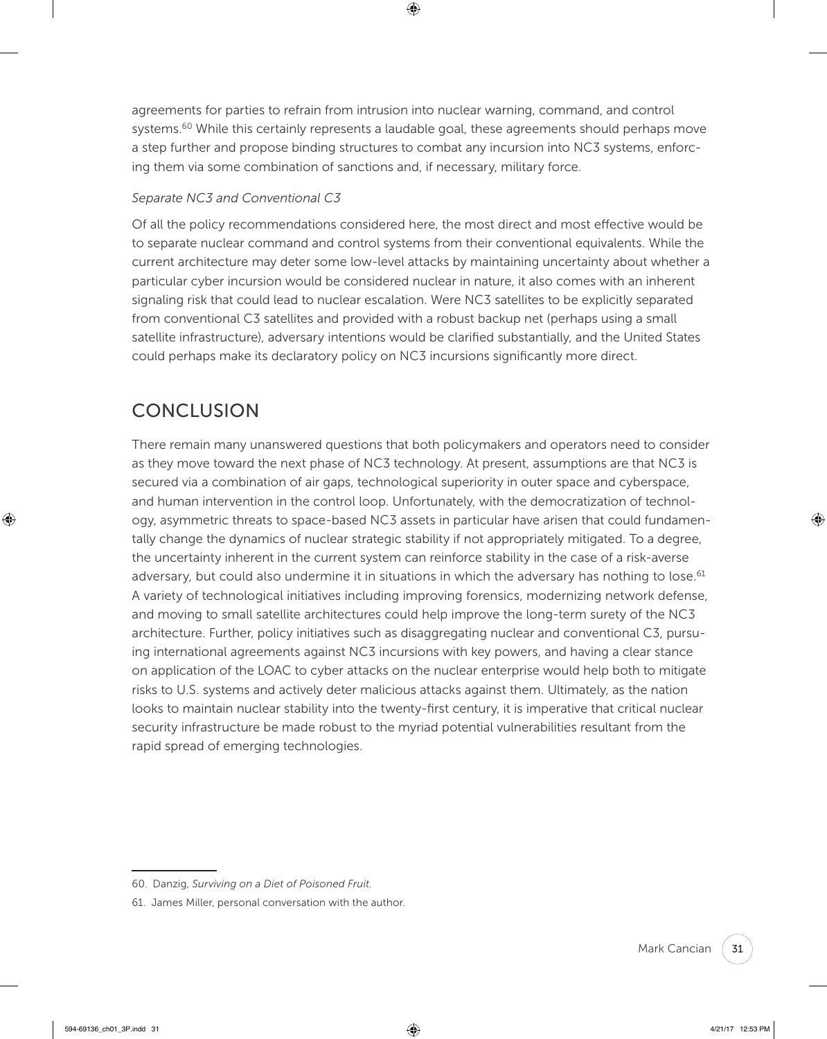agreements for parties to refrain from intrusion into nuclear warning, command, and control systems.[60] While this certainly represents a laudable goal, these agreements should perhaps move a step further and propose binding structures to combat any incursion into NC3 systems, enforcing them via some combination of sanctions and, if necessary, military force.

*Separate NC3 and Conventional C3*

Of all the policy recommendations considered here, the most direct and most effective would be to separate nuclear command and control systems from their conventional equivalents. While the current architecture may deter some low-level attacks by maintaining uncertainty about whether a particular cyber incursion would be considered nuclear in nature, it also comes with an inherent signaling risk that could lead to nuclear escalation. Were NC3 satellites to be explicitly separated from conventional C3 satellites and provided with a robust backup net (perhaps using a small satellite infrastructure), adversary intentions would be clarified substantially, and the United States could perhaps make its declaratory policy on NC3 incursions significantly more direct.

## CONCLUSION

There remain many unanswered questions that both policymakers and operators need to consider as they move toward the next phase of NC3 technology. At present, assumptions are that NC3 is secured via a combination of air gaps, technological superiority in outer space and cyberspace, and human intervention in the control loop. Unfortunately, with the democratization of technology, asymmetric threats to space-based NC3 assets in particular have arisen that could fundamentally change the dynamics of nuclear strategic stability if not appropriately mitigated. To a degree, the uncertainty inherent in the current system can reinforce stability in the case of a risk-averse adversary, but could also undermine it in situations in which the adversary has nothing to lose.[61] A variety of technological initiatives including improving forensics, modernizing network defense, and moving to small satellite architectures could help improve the long-term surety of the NC3 architecture. Further, policy initiatives such as disaggregating nuclear and conventional C3, pursuing international agreements against NC3 incursions with key powers, and having a clear stance on application of the LOAC to cyber attacks on the nuclear enterprise would help both to mitigate risks to U.S. systems and actively deter malicious attacks against them. Ultimately, as the nation looks to maintain nuclear stability into the twenty-first century, it is imperative that critical nuclear security infrastructure be made robust to the myriad potential vulnerabilities resultant from the rapid spread of emerging technologies.

---

60. Danzig, *Surviving on a Diet of Poisoned Fruit*.

61. James Miller, personal conversation with the author.